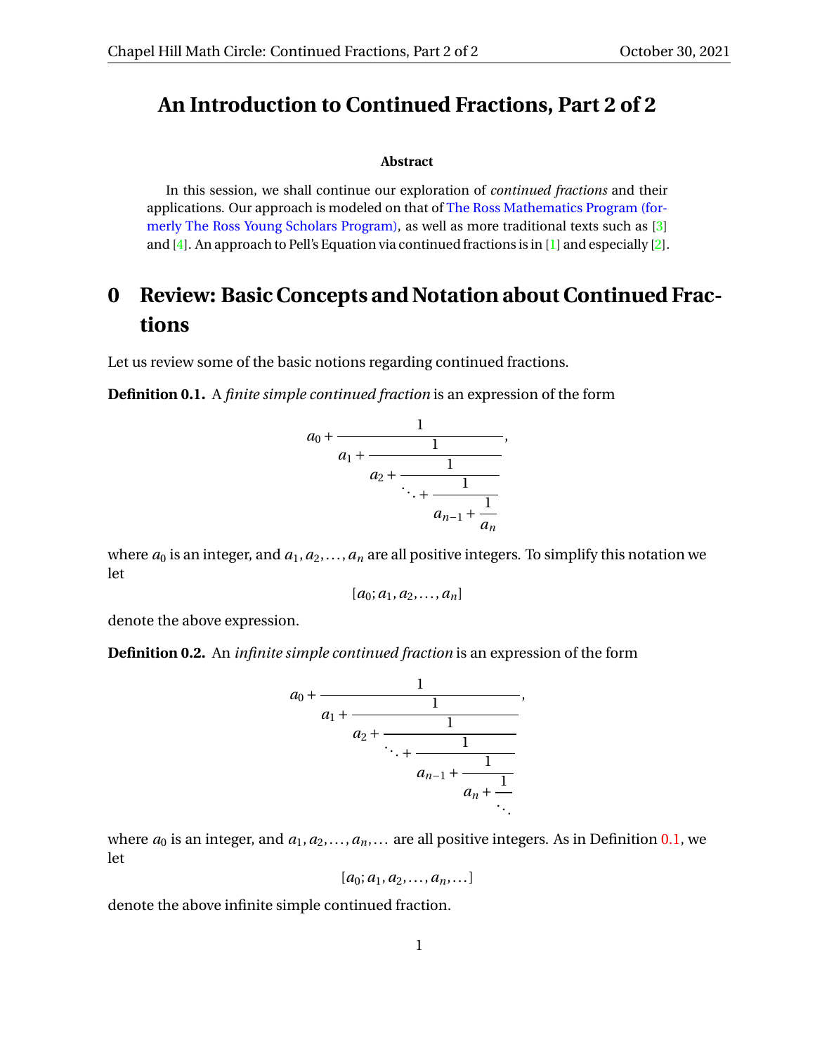# An Introduction to Continued Fractions, Part 2 of 2

**Abstract**

In this session, we shall continue our exploration of *continued fractions* and their applications. Our approach is modeled on that of The Ross Mathematics Program (formerly The Ross Young Scholars Program), as well as more traditional texts such as [3] and [4]. An approach to Pell's Equation via continued fractions is in [1] and especially [2].

## 0 Review: Basic Concepts and Notation about Continued Fractions

Let us review some of the basic notions regarding continued fractions.

**Definition 0.1.** A *finite simple continued fraction* is an expression of the form

$$a_0 + \cfrac{1}{a_1 + \cfrac{1}{a_2 + \cfrac{1}{\ddots + \cfrac{1}{a_{n-1} + \cfrac{1}{a_n}}}}},$$

where $a_0$ is an integer, and $a_1, a_2, \ldots, a_n$ are all positive integers. To simplify this notation we let

$$[a_0; a_1, a_2, \ldots, a_n]$$

denote the above expression.

**Definition 0.2.** An *infinite simple continued fraction* is an expression of the form

$$a_0 + \cfrac{1}{a_1 + \cfrac{1}{a_2 + \cfrac{1}{\ddots + \cfrac{1}{a_{n-1} + \cfrac{1}{a_n + \cfrac{1}{\ddots}}}}}},$$

where $a_0$ is an integer, and $a_1, a_2, \ldots, a_n, \ldots$ are all positive integers. As in Definition 0.1, we let

$$[a_0; a_1, a_2, \ldots, a_n, \ldots]$$

denote the above infinite simple continued fraction.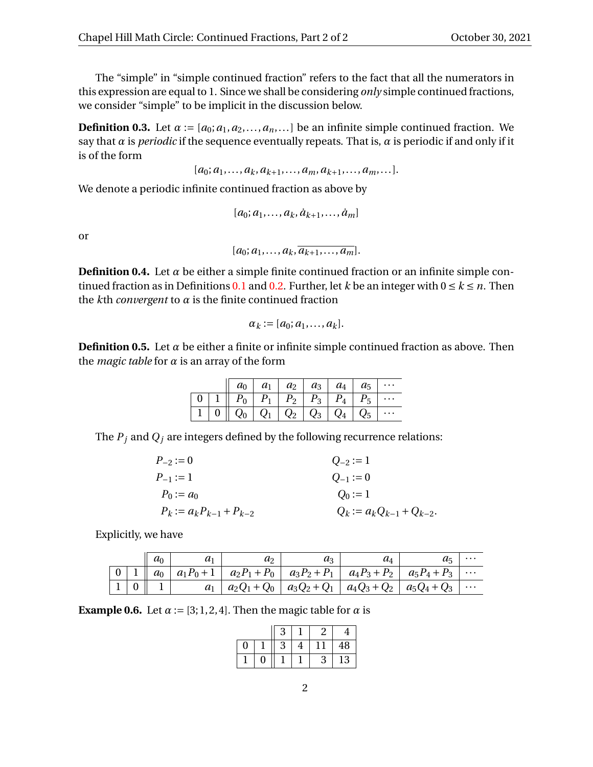The "simple" in "simple continued fraction" refers to the fact that all the numerators in this expression are equal to 1. Since we shall be considering *only* simple continued fractions, we consider "simple" to be implicit in the discussion below.

**Definition 0.3.** Let $\alpha := [a_0; a_1, a_2, \ldots, a_n, \ldots]$ be an infinite simple continued fraction. We say that $\alpha$ is *periodic* if the sequence eventually repeats. That is, $\alpha$ is periodic if and only if it is of the form

$$[a_0; a_1, \ldots, a_k, a_{k+1}, \ldots, a_m, a_{k+1}, \ldots, a_m, \ldots].$$

We denote a periodic infinite continued fraction as above by

$$[a_0; a_1, \ldots, a_k, \dot{a}_{k+1}, \ldots, \dot{a}_m]$$

or

$$[a_0; a_1, \ldots, a_k, \overline{a_{k+1}, \ldots, a_m}].$$

**Definition 0.4.** Let $\alpha$ be either a simple finite continued fraction or an infinite simple continued fraction as in Definitions 0.1 and 0.2. Further, let $k$ be an integer with $0 \leq k \leq n$. Then the $k$th *convergent* to $\alpha$ is the finite continued fraction

$$\alpha_k := [a_0; a_1, \ldots, a_k].$$

**Definition 0.5.** Let $\alpha$ be either a finite or infinite simple continued fraction as above. Then the *magic table* for $\alpha$ is an array of the form

| | | $a_0$ | $a_1$ | $a_2$ | $a_3$ | $a_4$ | $a_5$ | $\cdots$ |
|---|---|---|---|---|---|---|---|---|
| 0 | 1 | $P_0$ | $P_1$ | $P_2$ | $P_3$ | $P_4$ | $P_5$ | $\cdots$ |
| 1 | 0 | $Q_0$ | $Q_1$ | $Q_2$ | $Q_3$ | $Q_4$ | $Q_5$ | $\cdots$ |

The $P_j$ and $Q_j$ are integers defined by the following recurrence relations:

$$\begin{aligned}
P_{-2} &:= 0 & Q_{-2} &:= 1 \\
P_{-1} &:= 1 & Q_{-1} &:= 0 \\
P_0 &:= a_0 & Q_0 &:= 1 \\
P_k &:= a_k P_{k-1} + P_{k-2} & Q_k &:= a_k Q_{k-1} + Q_{k-2}.
\end{aligned}$$

Explicitly, we have

| | | $a_0$ | $a_1$ | $a_2$ | $a_3$ | $a_4$ | $a_5$ | $\cdots$ |
|---|---|---|---|---|---|---|---|---|
| 0 | 1 | $a_0$ | $a_1 P_0 + 1$ | $a_2 P_1 + P_0$ | $a_3 P_2 + P_1$ | $a_4 P_3 + P_2$ | $a_5 P_4 + P_3$ | $\cdots$ |
| 1 | 0 | 1 | $a_1$ | $a_2 Q_1 + Q_0$ | $a_3 Q_2 + Q_1$ | $a_4 Q_3 + Q_2$ | $a_5 Q_4 + Q_3$ | $\cdots$ |

**Example 0.6.** Let $\alpha := [3; 1, 2, 4]$. Then the magic table for $\alpha$ is

| | | 3 | 1 | 2 | 4 |
|---|---|---|---|---|---|
| 0 | 1 | 3 | 4 | 11 | 48 |
| 1 | 0 | 1 | 1 | 3 | 13 |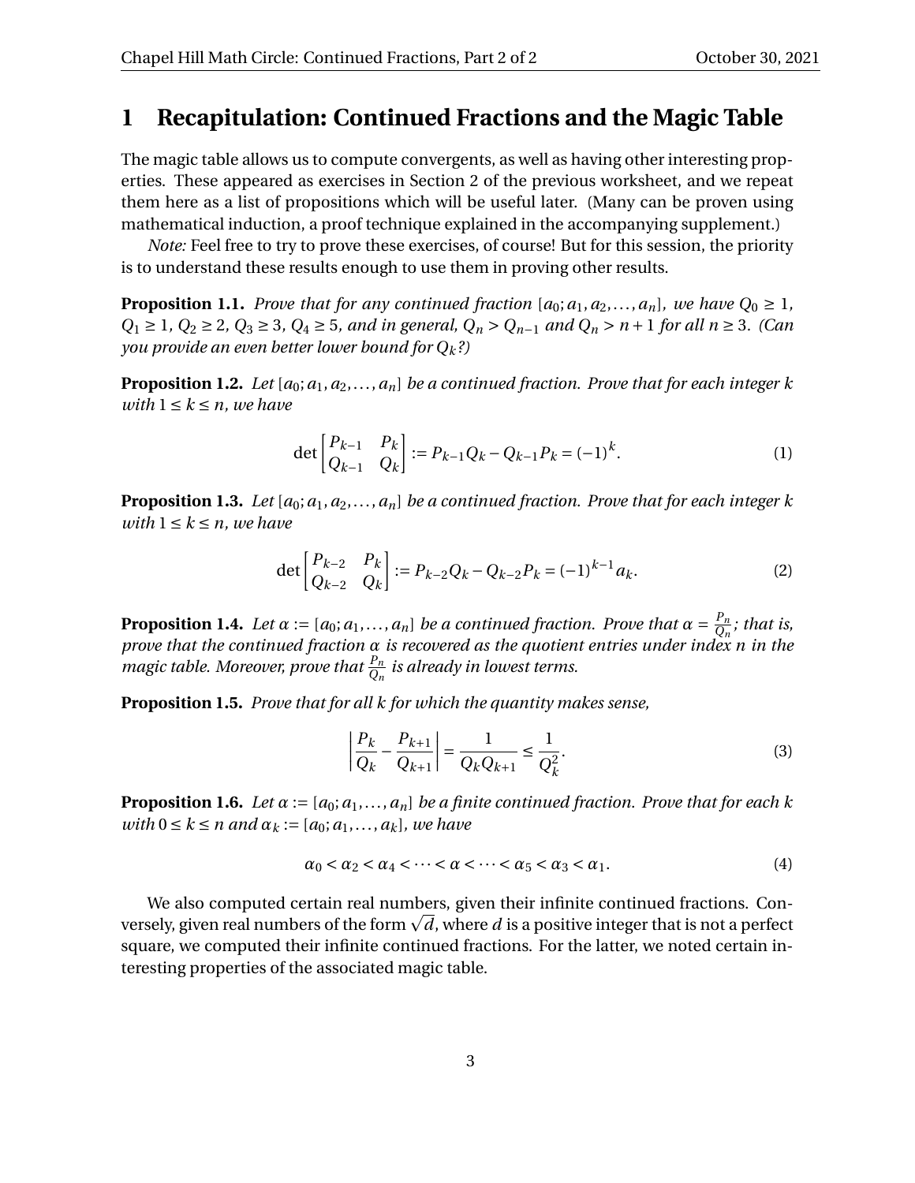# 1 Recapitulation: Continued Fractions and the Magic Table

The magic table allows us to compute convergents, as well as having other interesting properties. These appeared as exercises in Section 2 of the previous worksheet, and we repeat them here as a list of propositions which will be useful later. (Many can be proven using mathematical induction, a proof technique explained in the accompanying supplement.)

*Note:* Feel free to try to prove these exercises, of course! But for this session, the priority is to understand these results enough to use them in proving other results.

**Proposition 1.1.** *Prove that for any continued fraction $[a_0; a_1, a_2, \ldots, a_n]$, we have $Q_0 \geq 1$, $Q_1 \geq 1$, $Q_2 \geq 2$, $Q_3 \geq 3$, $Q_4 \geq 5$, and in general, $Q_n > Q_{n-1}$ and $Q_n > n+1$ for all $n \geq 3$. (Can you provide an even better lower bound for $Q_k$?)*

**Proposition 1.2.** *Let $[a_0; a_1, a_2, \ldots, a_n]$ be a continued fraction. Prove that for each integer $k$ with $1 \leq k \leq n$, we have*

$$\det \begin{bmatrix} P_{k-1} & P_k \\ Q_{k-1} & Q_k \end{bmatrix} := P_{k-1}Q_k - Q_{k-1}P_k = (-1)^k. \tag{1}$$

**Proposition 1.3.** *Let $[a_0; a_1, a_2, \ldots, a_n]$ be a continued fraction. Prove that for each integer $k$ with $1 \leq k \leq n$, we have*

$$\det \begin{bmatrix} P_{k-2} & P_k \\ Q_{k-2} & Q_k \end{bmatrix} := P_{k-2}Q_k - Q_{k-2}P_k = (-1)^{k-1}a_k. \tag{2}$$

**Proposition 1.4.** *Let $\alpha := [a_0; a_1, \ldots, a_n]$ be a continued fraction. Prove that $\alpha = \frac{P_n}{Q_n}$; that is, prove that the continued fraction $\alpha$ is recovered as the quotient entries under index $n$ in the magic table. Moreover, prove that $\frac{P_n}{Q_n}$ is already in lowest terms.*

**Proposition 1.5.** *Prove that for all $k$ for which the quantity makes sense,*

$$\left| \frac{P_k}{Q_k} - \frac{P_{k+1}}{Q_{k+1}} \right| = \frac{1}{Q_k Q_{k+1}} \leq \frac{1}{Q_k^2}. \tag{3}$$

**Proposition 1.6.** *Let $\alpha := [a_0; a_1, \ldots, a_n]$ be a finite continued fraction. Prove that for each $k$ with $0 \leq k \leq n$ and $\alpha_k := [a_0; a_1, \ldots, a_k]$, we have*

$$\alpha_0 < \alpha_2 < \alpha_4 < \cdots < \alpha < \cdots < \alpha_5 < \alpha_3 < \alpha_1. \tag{4}$$

We also computed certain real numbers, given their infinite continued fractions. Conversely, given real numbers of the form $\sqrt{d}$, where $d$ is a positive integer that is not a perfect square, we computed their infinite continued fractions. For the latter, we noted certain interesting properties of the associated magic table.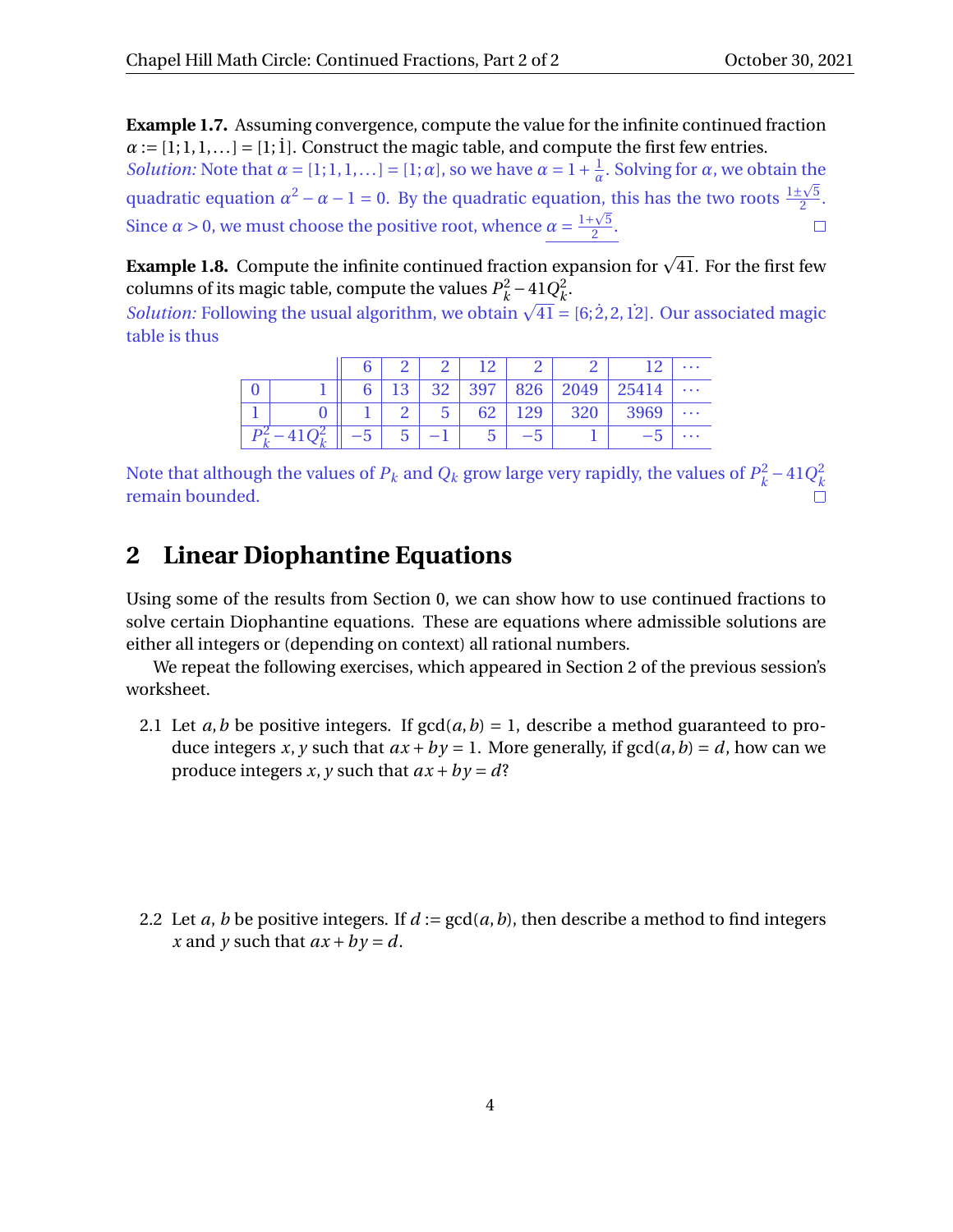**Example 1.7.** Assuming convergence, compute the value for the infinite continued fraction $\alpha := [1;1,1,\dots] = [1;\dot{1}]$. Construct the magic table, and compute the first few entries.

*Solution:* Note that $\alpha = [1;1,1,\dots] = [1;\alpha]$, so we have $\alpha = 1 + \frac{1}{\alpha}$. Solving for $\alpha$, we obtain the quadratic equation $\alpha^2 - \alpha - 1 = 0$. By the quadratic equation, this has the two roots $\frac{1\pm\sqrt{5}}{2}$. Since $\alpha > 0$, we must choose the positive root, whence $\underline{\alpha = \frac{1+\sqrt{5}}{2}}$. □

**Example 1.8.** Compute the infinite continued fraction expansion for $\sqrt{41}$. For the first few columns of its magic table, compute the values $P_k^2 - 41Q_k^2$.

*Solution:* Following the usual algorithm, we obtain $\sqrt{41} = [6;\dot{2},2,\dot{12}]$. Our associated magic table is thus

| | | 6 | 2 | 2 | 12 | 2 | 2 | 12 | $\cdots$ |
|---|---|---|---|---|---|---|---|---|---|
| 0 | 1 | 6 | 13 | 32 | 397 | 826 | 2049 | 25414 | $\cdots$ |
| 1 | 0 | 1 | 2 | 5 | 62 | 129 | 320 | 3969 | $\cdots$ |
| $P_k^2 - 41Q_k^2$ | | $-5$ | 5 | $-1$ | 5 | $-5$ | 1 | $-5$ | $\cdots$ |

Note that although the values of $P_k$ and $Q_k$ grow large very rapidly, the values of $P_k^2 - 41Q_k^2$ remain bounded. □

## 2 Linear Diophantine Equations

Using some of the results from Section 0, we can show how to use continued fractions to solve certain Diophantine equations. These are equations where admissible solutions are either all integers or (depending on context) all rational numbers.

We repeat the following exercises, which appeared in Section 2 of the previous session's worksheet.

2.1 Let $a, b$ be positive integers. If $\gcd(a,b) = 1$, describe a method guaranteed to produce integers $x, y$ such that $ax + by = 1$. More generally, if $\gcd(a,b) = d$, how can we produce integers $x, y$ such that $ax + by = d$?

2.2 Let $a$, $b$ be positive integers. If $d := \gcd(a,b)$, then describe a method to find integers $x$ and $y$ such that $ax + by = d$.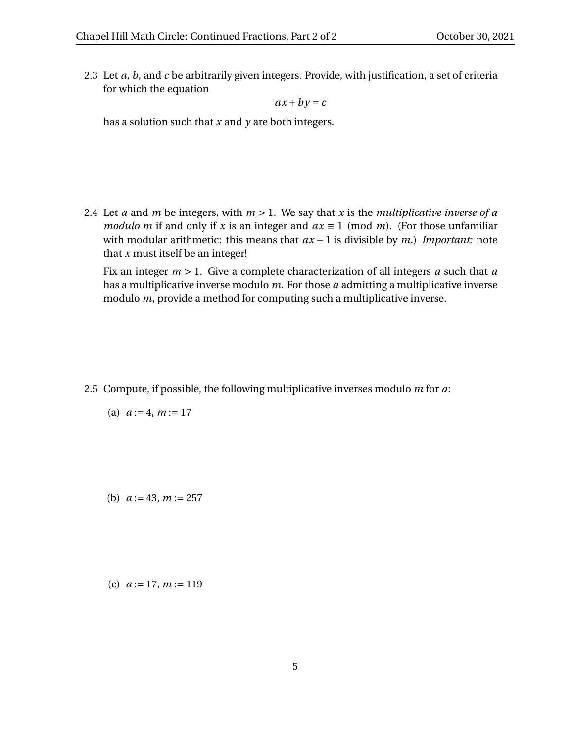2.3 Let $a$, $b$, and $c$ be arbitrarily given integers. Provide, with justification, a set of criteria for which the equation

$$ax + by = c$$

has a solution such that $x$ and $y$ are both integers.

2.4 Let $a$ and $m$ be integers, with $m > 1$. We say that $x$ is the *multiplicative inverse of a modulo m* if and only if $x$ is an integer and $ax \equiv 1 \pmod{m}$. (For those unfamiliar with modular arithmetic: this means that $ax - 1$ is divisible by $m$.) *Important:* note that $x$ must itself be an integer!

Fix an integer $m > 1$. Give a complete characterization of all integers $a$ such that $a$ has a multiplicative inverse modulo $m$. For those $a$ admitting a multiplicative inverse modulo $m$, provide a method for computing such a multiplicative inverse.

2.5 Compute, if possible, the following multiplicative inverses modulo $m$ for $a$:

(a) $a := 4$, $m := 17$

(b) $a := 43$, $m := 257$

(c) $a := 17$, $m := 119$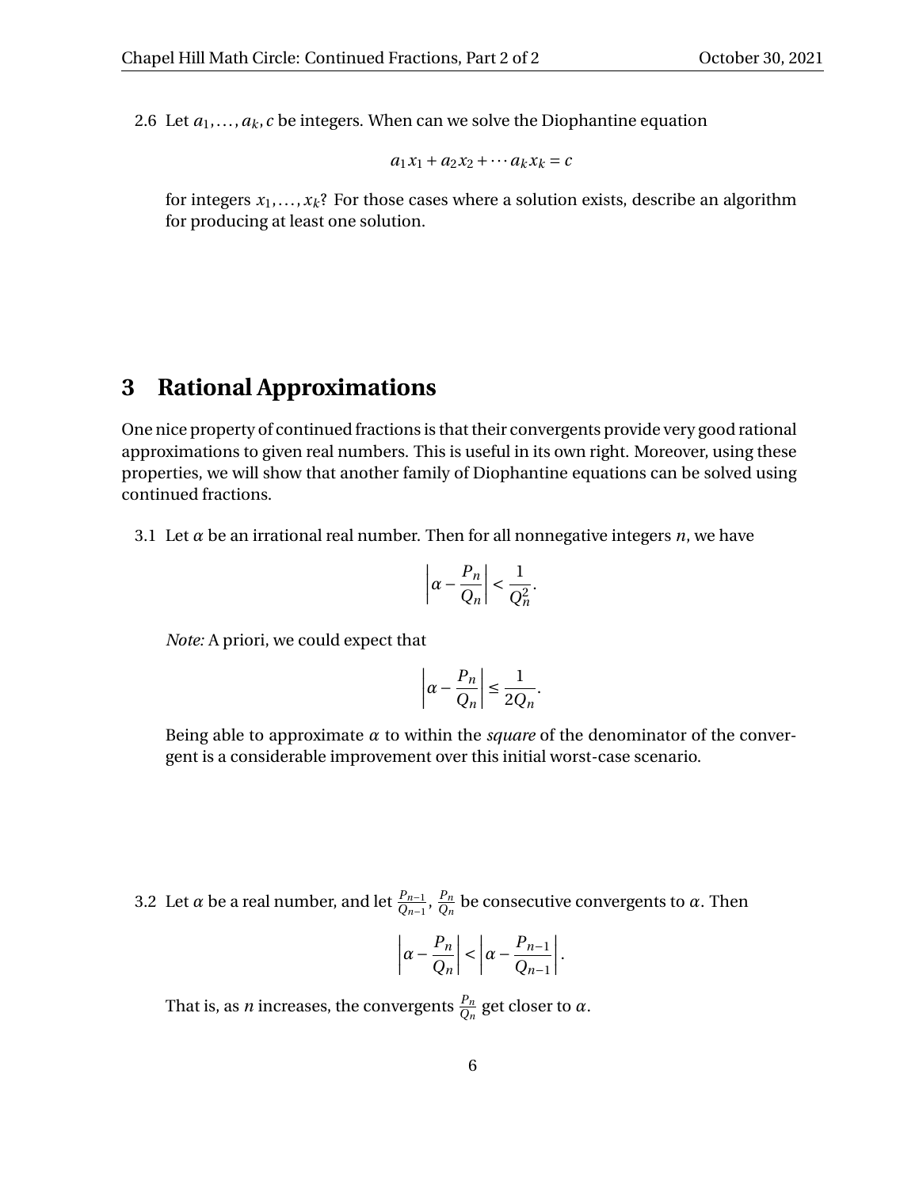2.6 Let $a_1, \ldots, a_k, c$ be integers. When can we solve the Diophantine equation

$$a_1 x_1 + a_2 x_2 + \cdots a_k x_k = c$$

for integers $x_1, \ldots, x_k$? For those cases where a solution exists, describe an algorithm for producing at least one solution.

## 3 Rational Approximations

One nice property of continued fractions is that their convergents provide very good rational approximations to given real numbers. This is useful in its own right. Moreover, using these properties, we will show that another family of Diophantine equations can be solved using continued fractions.

3.1 Let $\alpha$ be an irrational real number. Then for all nonnegative integers $n$, we have

$$\left| \alpha - \frac{P_n}{Q_n} \right| < \frac{1}{Q_n^2}.$$

*Note:* A priori, we could expect that

$$\left| \alpha - \frac{P_n}{Q_n} \right| \le \frac{1}{2Q_n}.$$

Being able to approximate $\alpha$ to within the *square* of the denominator of the convergent is a considerable improvement over this initial worst-case scenario.

3.2 Let $\alpha$ be a real number, and let $\frac{P_{n-1}}{Q_{n-1}}, \frac{P_n}{Q_n}$ be consecutive convergents to $\alpha$. Then

$$\left| \alpha - \frac{P_n}{Q_n} \right| < \left| \alpha - \frac{P_{n-1}}{Q_{n-1}} \right|.$$

That is, as $n$ increases, the convergents $\frac{P_n}{Q_n}$ get closer to $\alpha$.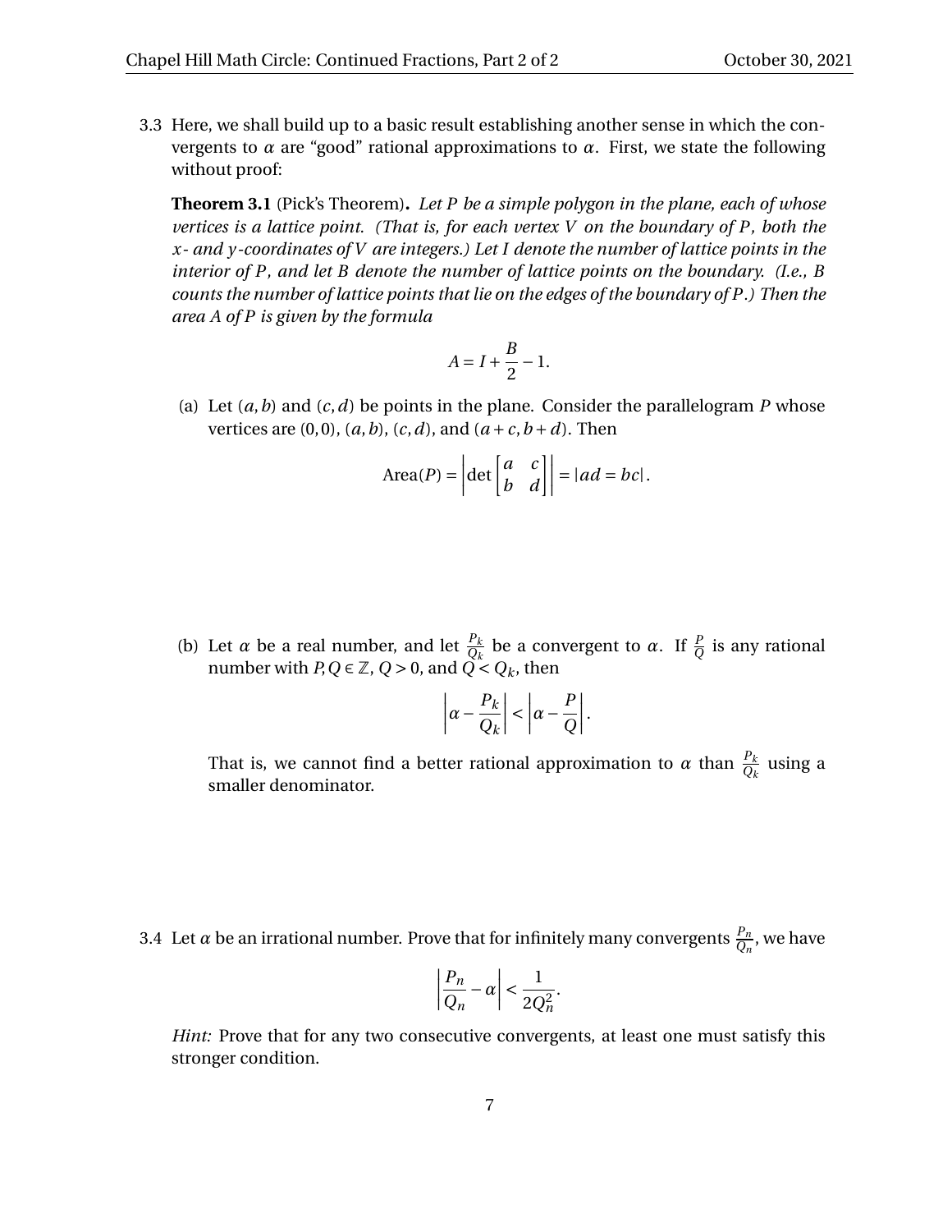3.3 Here, we shall build up to a basic result establishing another sense in which the convergents to $\alpha$ are "good" rational approximations to $\alpha$. First, we state the following without proof:

**Theorem 3.1** (Pick's Theorem)**.** *Let $P$ be a simple polygon in the plane, each of whose vertices is a lattice point. (That is, for each vertex $V$ on the boundary of $P$, both the $x$- and $y$-coordinates of $V$ are integers.) Let $I$ denote the number of lattice points in the interior of $P$, and let $B$ denote the number of lattice points on the boundary. (I.e., $B$ counts the number of lattice points that lie on the edges of the boundary of $P$.) Then the area $A$ of $P$ is given by the formula*

$$A = I + \frac{B}{2} - 1.$$

(a) Let $(a, b)$ and $(c, d)$ be points in the plane. Consider the parallelogram $P$ whose vertices are $(0, 0)$, $(a, b)$, $(c, d)$, and $(a + c, b + d)$. Then

$$\text{Area}(P) = \left| \det \begin{bmatrix} a & c \\ b & d \end{bmatrix} \right| = |ad = bc|.$$

(b) Let $\alpha$ be a real number, and let $\frac{P_k}{Q_k}$ be a convergent to $\alpha$. If $\frac{P}{Q}$ is any rational number with $P, Q \in \mathbb{Z}$, $Q > 0$, and $Q < Q_k$, then

$$\left| \alpha - \frac{P_k}{Q_k} \right| < \left| \alpha - \frac{P}{Q} \right|.$$

That is, we cannot find a better rational approximation to $\alpha$ than $\frac{P_k}{Q_k}$ using a smaller denominator.

3.4 Let $\alpha$ be an irrational number. Prove that for infinitely many convergents $\frac{P_n}{Q_n}$, we have

$$\left| \frac{P_n}{Q_n} - \alpha \right| < \frac{1}{2Q_n^2}.$$

*Hint:* Prove that for any two consecutive convergents, at least one must satisfy this stronger condition.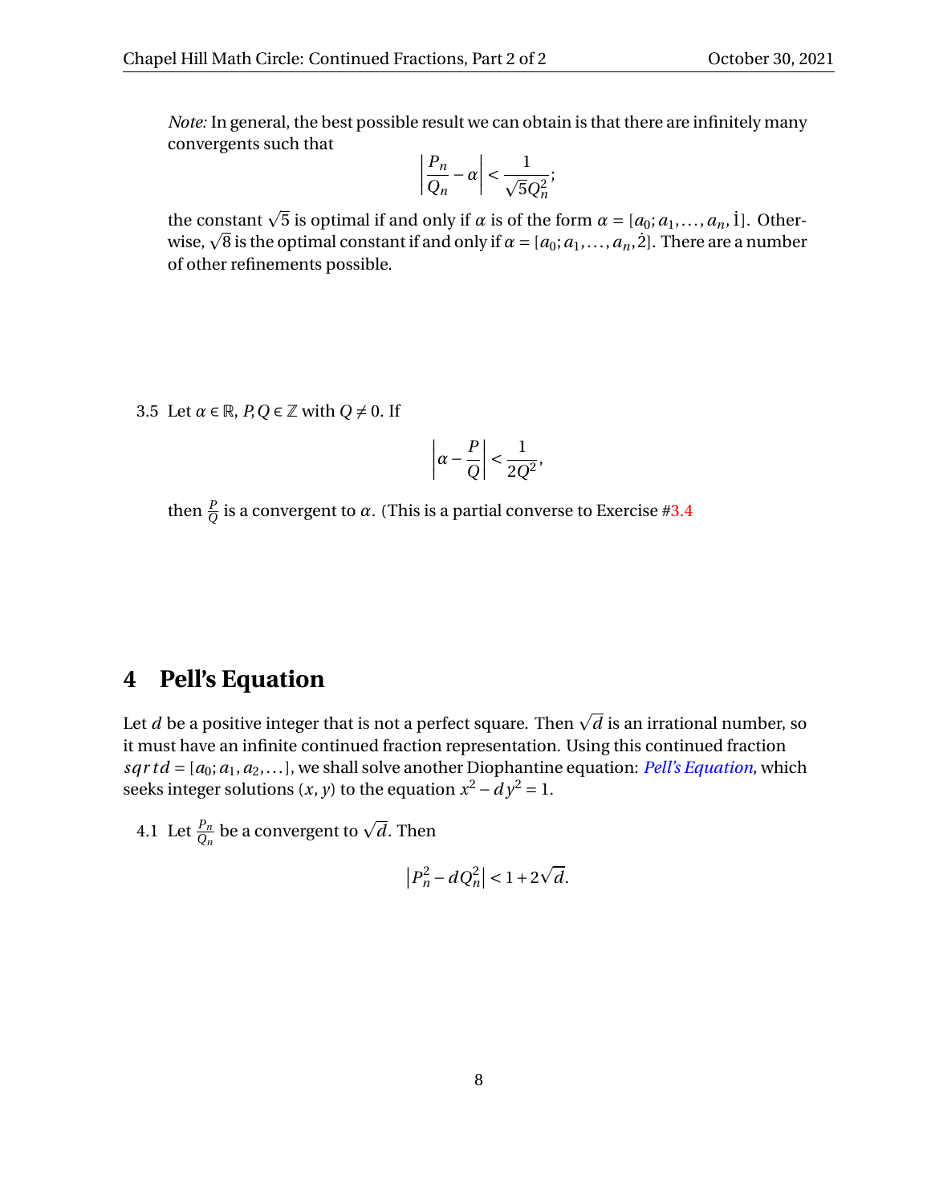*Note:* In general, the best possible result we can obtain is that there are infinitely many convergents such that

$$\left|\frac{P_n}{Q_n} - \alpha\right| < \frac{1}{\sqrt{5}Q_n^2};$$

the constant $\sqrt{5}$ is optimal if and only if $\alpha$ is of the form $\alpha = [a_0; a_1, \ldots, a_n, \dot{1}]$. Otherwise, $\sqrt{8}$ is the optimal constant if and only if $\alpha = [a_0; a_1, \ldots, a_n, \dot{2}]$. There are a number of other refinements possible.

3.5 Let $\alpha \in \mathbb{R}$, $P, Q \in \mathbb{Z}$ with $Q \neq 0$. If

$$\left|\alpha - \frac{P}{Q}\right| < \frac{1}{2Q^2},$$

then $\frac{P}{Q}$ is a convergent to $\alpha$. (This is a partial converse to Exercise #3.4

## 4 Pell's Equation

Let $d$ be a positive integer that is not a perfect square. Then $\sqrt{d}$ is an irrational number, so it must have an infinite continued fraction representation. Using this continued fraction $sqrt d = [a_0; a_1, a_2, \ldots]$, we shall solve another Diophantine equation: *Pell's Equation*, which seeks integer solutions $(x, y)$ to the equation $x^2 - dy^2 = 1$.

4.1 Let $\frac{P_n}{Q_n}$ be a convergent to $\sqrt{d}$. Then

$$\left|P_n^2 - dQ_n^2\right| < 1 + 2\sqrt{d}.$$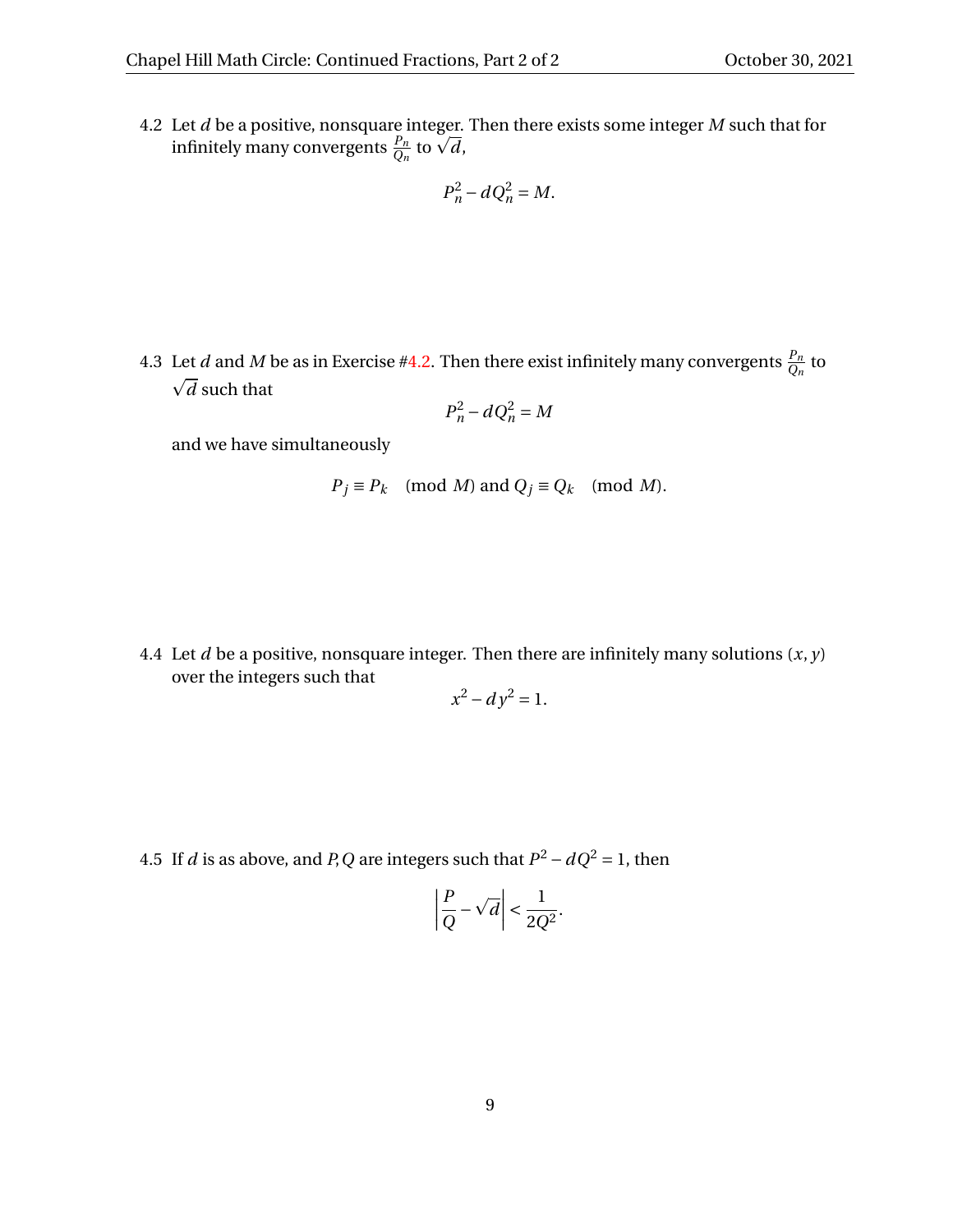4.2 Let $d$ be a positive, nonsquare integer. Then there exists some integer $M$ such that for infinitely many convergents $\frac{P_n}{Q_n}$ to $\sqrt{d}$,

$$P_n^2 - dQ_n^2 = M.$$

4.3 Let $d$ and $M$ be as in Exercise #4.2. Then there exist infinitely many convergents $\frac{P_n}{Q_n}$ to $\sqrt{d}$ such that

$$P_n^2 - dQ_n^2 = M$$

and we have simultaneously

$$P_j \equiv P_k \pmod{M} \text{ and } Q_j \equiv Q_k \pmod{M}.$$

4.4 Let $d$ be a positive, nonsquare integer. Then there are infinitely many solutions $(x, y)$ over the integers such that

$$x^2 - dy^2 = 1.$$

4.5 If $d$ is as above, and $P, Q$ are integers such that $P^2 - dQ^2 = 1$, then

$$\left|\frac{P}{Q} - \sqrt{d}\right| < \frac{1}{2Q^2}.$$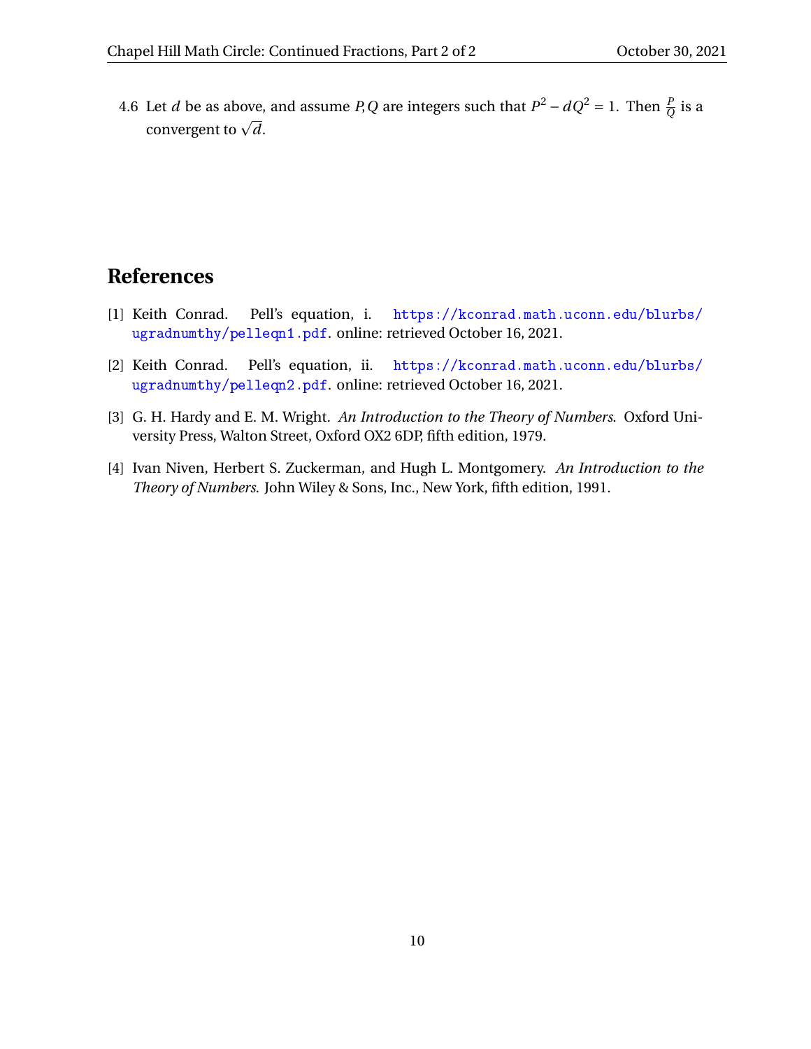4.6 Let $d$ be as above, and assume $P, Q$ are integers such that $P^2 - dQ^2 = 1$. Then $\frac{P}{Q}$ is a convergent to $\sqrt{d}$.

## References

[1] Keith Conrad. Pell's equation, i. https://kconrad.math.uconn.edu/blurbs/ugradnumthy/pelleqn1.pdf. online: retrieved October 16, 2021.

[2] Keith Conrad. Pell's equation, ii. https://kconrad.math.uconn.edu/blurbs/ugradnumthy/pelleqn2.pdf. online: retrieved October 16, 2021.

[3] G. H. Hardy and E. M. Wright. *An Introduction to the Theory of Numbers.* Oxford University Press, Walton Street, Oxford OX2 6DP, fifth edition, 1979.

[4] Ivan Niven, Herbert S. Zuckerman, and Hugh L. Montgomery. *An Introduction to the Theory of Numbers.* John Wiley & Sons, Inc., New York, fifth edition, 1991.